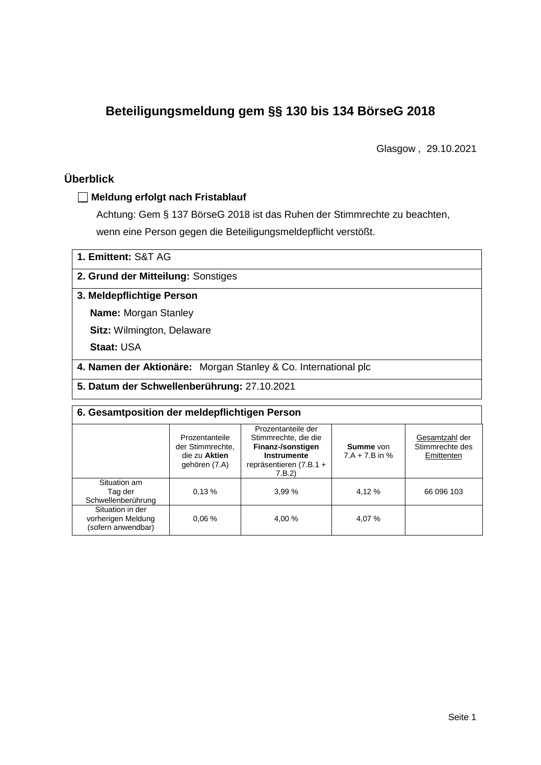# Beteiligungsmeldung gem §§ 130 bis 134 BörseG 2018

Glasgow , 29.10.2021

## Überblick

☐ **Meldung erfolgt nach Fristablauf**

Achtung: Gem § 137 BörseG 2018 ist das Ruhen der Stimmrechte zu beachten, wenn eine Person gegen die Beteiligungsmeldepflicht verstößt.

**1. Emittent:** S&T AG

**2. Grund der Mitteilung:** Sonstiges

**3. Meldepflichtige Person**

**Name:** Morgan Stanley

**Sitz:** Wilmington, Delaware

**Staat:** USA

**4. Namen der Aktionäre:** Morgan Stanley & Co. International plc

**5. Datum der Schwellenberührung:** 27.10.2021

**6. Gesamtposition der meldepflichtigen Person**

| | Prozentanteile der Stimmrechte, die zu **Aktien** gehören (7.A) | Prozentanteile der Stimmrechte, die die **Finanz-/sonstigen Instrumente** repräsentieren (7.B.1 + 7.B.2) | **Summe** von 7.A + 7.B in % | Gesamtzahl der Stimmrechte des Emittenten |
|---|---|---|---|---|
| Situation am Tag der Schwellenberührung | 0,13 % | 3,99 % | 4,12 % | 66 096 103 |
| Situation in der vorherigen Meldung (sofern anwendbar) | 0,06 % | 4,00 % | 4,07 % | |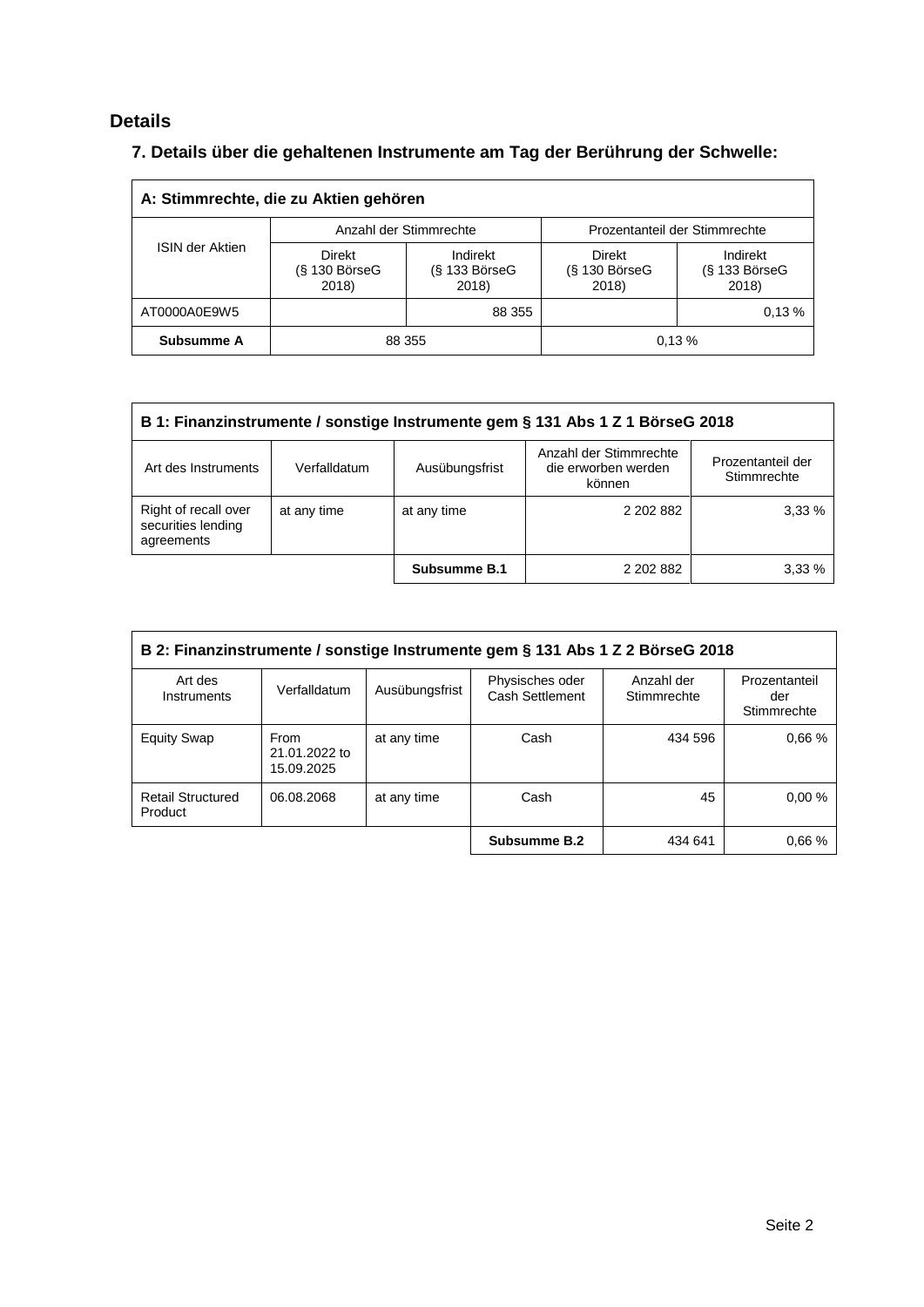## Details

### 7. Details über die gehaltenen Instrumente am Tag der Berührung der Schwelle:

| A: Stimmrechte, die zu Aktien gehören | | | | |
|---|---|---|---|---|
| ISIN der Aktien | Anzahl der Stimmrechte | | Prozentanteil der Stimmrechte | |
| | Direkt (§ 130 BörseG 2018) | Indirekt (§ 133 BörseG 2018) | Direkt (§ 130 BörseG 2018) | Indirekt (§ 133 BörseG 2018) |
| AT0000A0E9W5 | | 88 355 | | 0,13 % |
| **Subsumme A** | 88 355 | | 0,13 % | |

| B 1: Finanzinstrumente / sonstige Instrumente gem § 131 Abs 1 Z 1 BörseG 2018 | | | | |
|---|---|---|---|---|
| Art des Instruments | Verfalldatum | Ausübungsfrist | Anzahl der Stimmrechte die erworben werden können | Prozentanteil der Stimmrechte |
| Right of recall over securities lending agreements | at any time | at any time | 2 202 882 | 3,33 % |
| | | **Subsumme B.1** | 2 202 882 | 3,33 % |

| B 2: Finanzinstrumente / sonstige Instrumente gem § 131 Abs 1 Z 2 BörseG 2018 | | | | | |
|---|---|---|---|---|---|
| Art des Instruments | Verfalldatum | Ausübungsfrist | Physisches oder Cash Settlement | Anzahl der Stimmrechte | Prozentanteil der Stimmrechte |
| Equity Swap | From 21.01.2022 to 15.09.2025 | at any time | Cash | 434 596 | 0,66 % |
| Retail Structured Product | 06.08.2068 | at any time | Cash | 45 | 0,00 % |
| | | | **Subsumme B.2** | 434 641 | 0,66 % |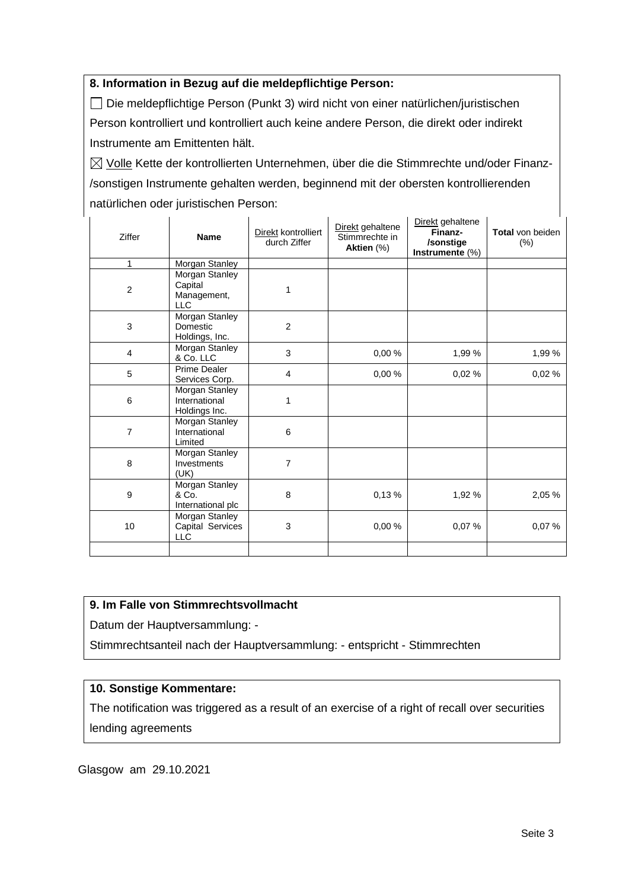**8. Information in Bezug auf die meldepflichtige Person:**

☐ Die meldepflichtige Person (Punkt 3) wird nicht von einer natürlichen/juristischen Person kontrolliert und kontrolliert auch keine andere Person, die direkt oder indirekt Instrumente am Emittenten hält.

☒ Volle Kette der kontrollierten Unternehmen, über die die Stimmrechte und/oder Finanz-/sonstigen Instrumente gehalten werden, beginnend mit der obersten kontrollierenden natürlichen oder juristischen Person:

| Ziffer | **Name** | Direkt kontrolliert durch Ziffer | Direkt gehaltene Stimmrechte in **Aktien** (%) | Direkt gehaltene **Finanz-/sonstige Instrumente** (%) | **Total** von beiden (%) |
|---|---|---|---|---|---|
| 1 | Morgan Stanley | | | | |
| 2 | Morgan Stanley Capital Management, LLC | 1 | | | |
| 3 | Morgan Stanley Domestic Holdings, Inc. | 2 | | | |
| 4 | Morgan Stanley & Co. LLC | 3 | 0,00 % | 1,99 % | 1,99 % |
| 5 | Prime Dealer Services Corp. | 4 | 0,00 % | 0,02 % | 0,02 % |
| 6 | Morgan Stanley International Holdings Inc. | 1 | | | |
| 7 | Morgan Stanley International Limited | 6 | | | |
| 8 | Morgan Stanley Investments (UK) | 7 | | | |
| 9 | Morgan Stanley & Co. International plc | 8 | 0,13 % | 1,92 % | 2,05 % |
| 10 | Morgan Stanley Capital Services LLC | 3 | 0,00 % | 0,07 % | 0,07 % |
| | | | | | |

**9. Im Falle von Stimmrechtsvollmacht**

Datum der Hauptversammlung: -

Stimmrechtsanteil nach der Hauptversammlung: - entspricht - Stimmrechten

**10. Sonstige Kommentare:**

The notification was triggered as a result of an exercise of a right of recall over securities lending agreements

Glasgow am 29.10.2021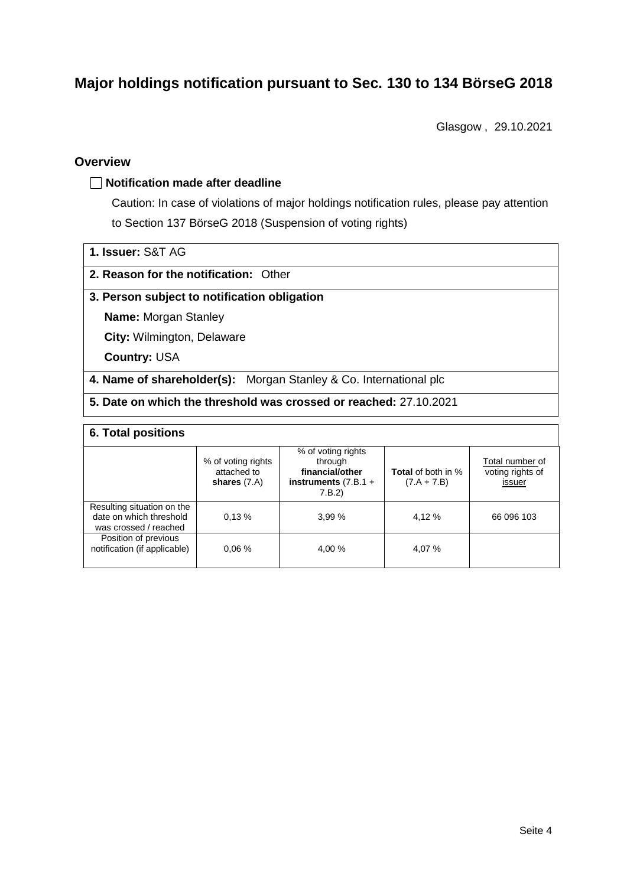# Major holdings notification pursuant to Sec. 130 to 134 BörseG 2018

Glasgow , 29.10.2021

## Overview

☐ **Notification made after deadline**

Caution: In case of violations of major holdings notification rules, please pay attention to Section 137 BörseG 2018 (Suspension of voting rights)

**1. Issuer:** S&T AG

**2. Reason for the notification:** Other

**3. Person subject to notification obligation**

**Name:** Morgan Stanley

**City:** Wilmington, Delaware

**Country:** USA

**4. Name of shareholder(s):** Morgan Stanley & Co. International plc

**5. Date on which the threshold was crossed or reached:** 27.10.2021

**6. Total positions**

| | % of voting rights attached to **shares** (7.A) | % of voting rights through **financial/other instruments** (7.B.1 + 7.B.2) | **Total** of both in % (7.A + 7.B) | Total number of voting rights of issuer |
|---|---|---|---|---|
| Resulting situation on the date on which threshold was crossed / reached | 0,13 % | 3,99 % | 4,12 % | 66 096 103 |
| Position of previous notification (if applicable) | 0,06 % | 4,00 % | 4,07 % | |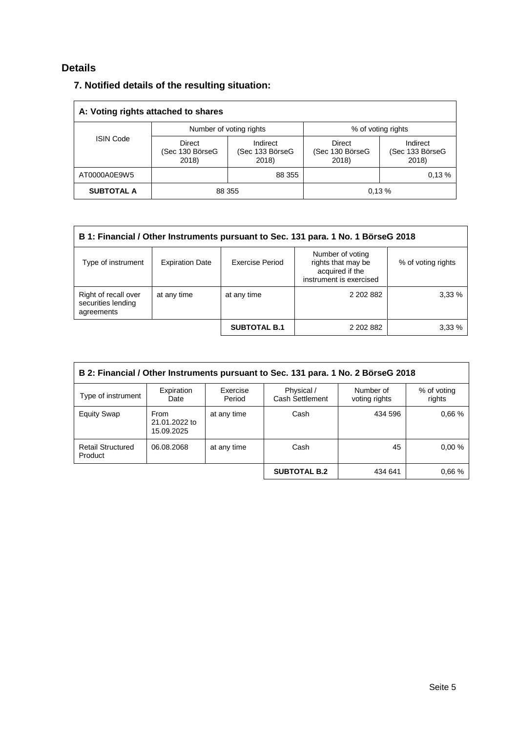## Details

### 7. Notified details of the resulting situation:

| A: Voting rights attached to shares | | | | |
|---|---|---|---|---|
| ISIN Code | Number of voting rights | | % of voting rights | |
| | Direct (Sec 130 BörseG 2018) | Indirect (Sec 133 BörseG 2018) | Direct (Sec 130 BörseG 2018) | Indirect (Sec 133 BörseG 2018) |
| AT0000A0E9W5 | | 88 355 | | 0,13 % |
| **SUBTOTAL A** | 88 355 | | 0,13 % | |

| B 1: Financial / Other Instruments pursuant to Sec. 131 para. 1 No. 1 BörseG 2018 | | | | |
|---|---|---|---|---|
| Type of instrument | Expiration Date | Exercise Period | Number of voting rights that may be acquired if the instrument is exercised | % of voting rights |
| Right of recall over securities lending agreements | at any time | at any time | 2 202 882 | 3,33 % |
| | | **SUBTOTAL B.1** | 2 202 882 | 3,33 % |

| B 2: Financial / Other Instruments pursuant to Sec. 131 para. 1 No. 2 BörseG 2018 | | | | | |
|---|---|---|---|---|---|
| Type of instrument | Expiration Date | Exercise Period | Physical / Cash Settlement | Number of voting rights | % of voting rights |
| Equity Swap | From 21.01.2022 to 15.09.2025 | at any time | Cash | 434 596 | 0,66 % |
| Retail Structured Product | 06.08.2068 | at any time | Cash | 45 | 0,00 % |
| | | | **SUBTOTAL B.2** | 434 641 | 0,66 % |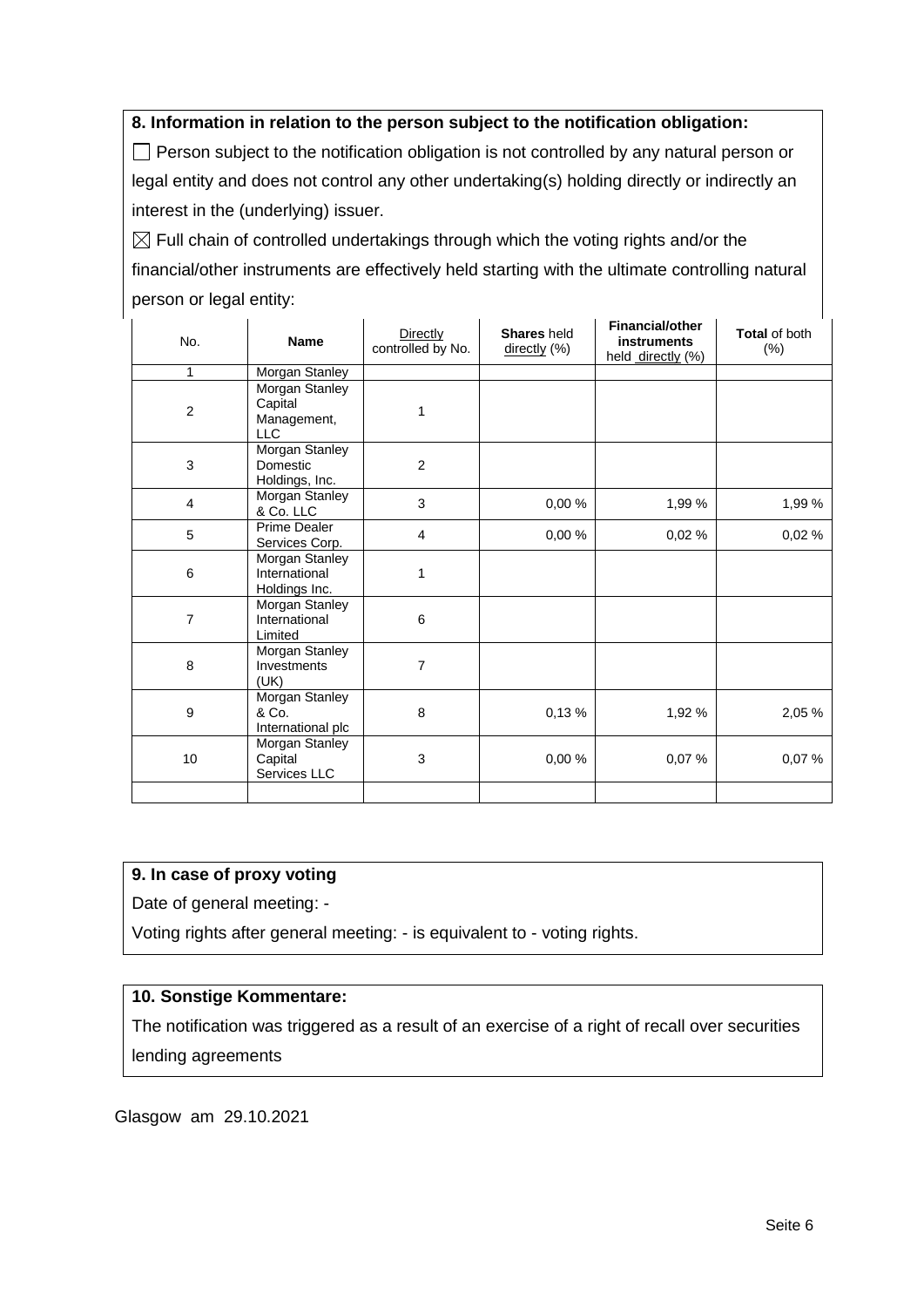**8. Information in relation to the person subject to the notification obligation:**

☐ Person subject to the notification obligation is not controlled by any natural person or legal entity and does not control any other undertaking(s) holding directly or indirectly an interest in the (underlying) issuer.

☒ Full chain of controlled undertakings through which the voting rights and/or the financial/other instruments are effectively held starting with the ultimate controlling natural person or legal entity:

| No. | Name | Directly controlled by No. | **Shares** held directly (%) | **Financial/other instruments** held directly (%) | **Total** of both (%) |
|---|---|---|---|---|---|
| 1 | Morgan Stanley | | | | |
| 2 | Morgan Stanley Capital Management, LLC | 1 | | | |
| 3 | Morgan Stanley Domestic Holdings, Inc. | 2 | | | |
| 4 | Morgan Stanley & Co. LLC | 3 | 0,00 % | 1,99 % | 1,99 % |
| 5 | Prime Dealer Services Corp. | 4 | 0,00 % | 0,02 % | 0,02 % |
| 6 | Morgan Stanley International Holdings Inc. | 1 | | | |
| 7 | Morgan Stanley International Limited | 6 | | | |
| 8 | Morgan Stanley Investments (UK) | 7 | | | |
| 9 | Morgan Stanley & Co. International plc | 8 | 0,13 % | 1,92 % | 2,05 % |
| 10 | Morgan Stanley Capital Services LLC | 3 | 0,00 % | 0,07 % | 0,07 % |
| | | | | | |

**9. In case of proxy voting**

Date of general meeting: -

Voting rights after general meeting: - is equivalent to - voting rights.

**10. Sonstige Kommentare:**

The notification was triggered as a result of an exercise of a right of recall over securities lending agreements

Glasgow am 29.10.2021